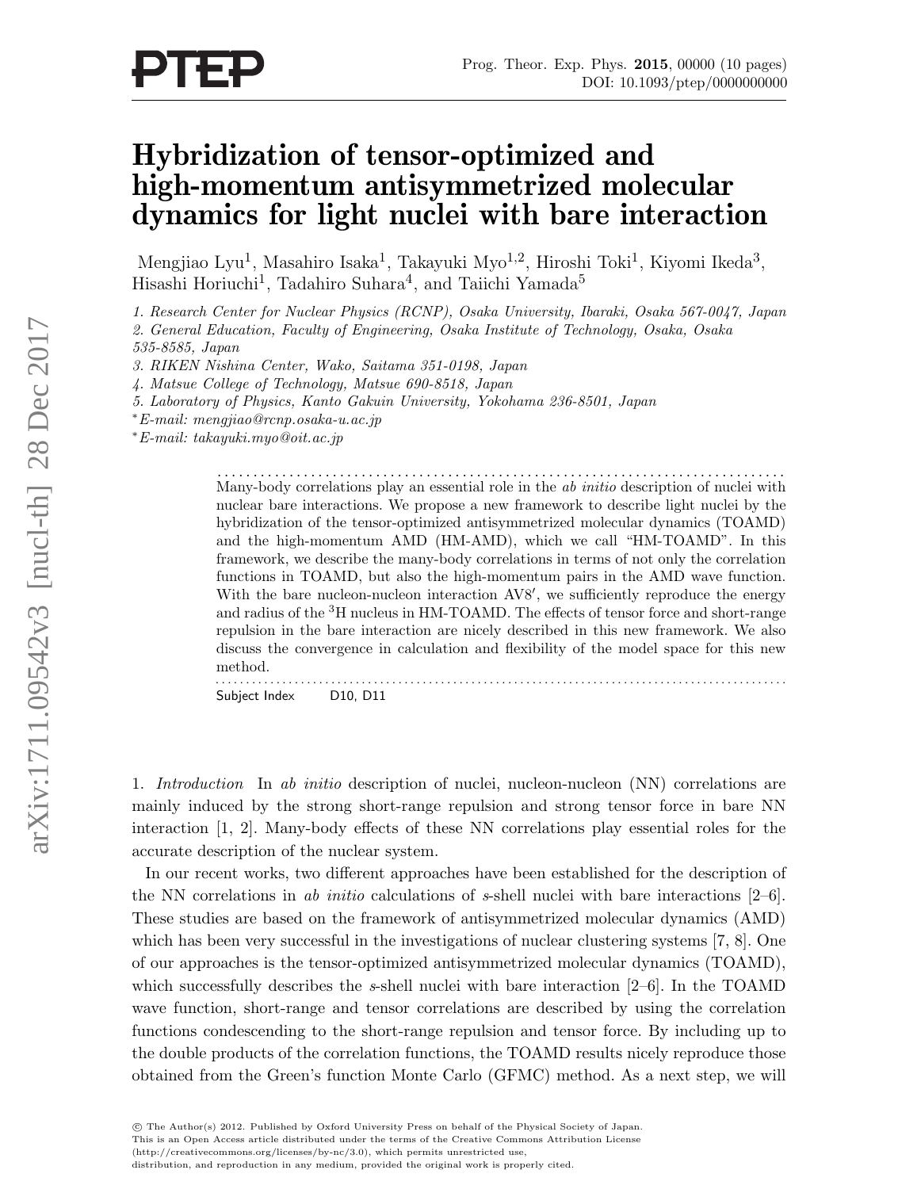# Hybridization of tensor-optimized and high-momentum antisymmetrized molecular dynamics for light nuclei with bare interaction

Mengjiao Lyu[1], Masahiro Isaka[1], Takayuki Myo[1,2], Hiroshi Toki[1], Kiyomi Ikeda[3], Hisashi Horiuchi[1], Tadahiro Suhara[4], and Taiichi Yamada[5]

*1. Research Center for Nuclear Physics (RCNP), Osaka University, Ibaraki, Osaka 567-0047, Japan*
*2. General Education, Faculty of Engineering, Osaka Institute of Technology, Osaka, Osaka 535-8585, Japan*
*3. RIKEN Nishina Center, Wako, Saitama 351-0198, Japan*
*4. Matsue College of Technology, Matsue 690-8518, Japan*
*5. Laboratory of Physics, Kanto Gakuin University, Yokohama 236-8501, Japan*
*E-mail: mengjiao@rcnp.osaka-u.ac.jp*
*E-mail: takayuki.myo@oit.ac.jp*

---

Many-body correlations play an essential role in the *ab initio* description of nuclei with nuclear bare interactions. We propose a new framework to describe light nuclei by the hybridization of the tensor-optimized antisymmetrized molecular dynamics (TOAMD) and the high-momentum AMD (HM-AMD), which we call "HM-TOAMD". In this framework, we describe the many-body correlations in terms of not only the correlation functions in TOAMD, but also the high-momentum pairs in the AMD wave function. With the bare nucleon-nucleon interaction AV8′, we sufficiently reproduce the energy and radius of the $^3$H nucleus in HM-TOAMD. The effects of tensor force and short-range repulsion in the bare interaction are nicely described in this new framework. We also discuss the convergence in calculation and flexibility of the model space for this new method.

---

Subject Index D10, D11

1. *Introduction* In *ab initio* description of nuclei, nucleon-nucleon (NN) correlations are mainly induced by the strong short-range repulsion and strong tensor force in bare NN interaction [1, 2]. Many-body effects of these NN correlations play essential roles for the accurate description of the nuclear system.

In our recent works, two different approaches have been established for the description of the NN correlations in *ab initio* calculations of *s*-shell nuclei with bare interactions [2–6]. These studies are based on the framework of antisymmetrized molecular dynamics (AMD) which has been very successful in the investigations of nuclear clustering systems [7, 8]. One of our approaches is the tensor-optimized antisymmetrized molecular dynamics (TOAMD), which successfully describes the *s*-shell nuclei with bare interaction [2–6]. In the TOAMD wave function, short-range and tensor correlations are described by using the correlation functions condescending to the short-range repulsion and tensor force. By including up to the double products of the correlation functions, the TOAMD results nicely reproduce those obtained from the Green's function Monte Carlo (GFMC) method. As a next step, we will

© The Author(s) 2012. Published by Oxford University Press on behalf of the Physical Society of Japan.
This is an Open Access article distributed under the terms of the Creative Commons Attribution License (http://creativecommons.org/licenses/by-nc/3.0), which permits unrestricted use, distribution, and reproduction in any medium, provided the original work is properly cited.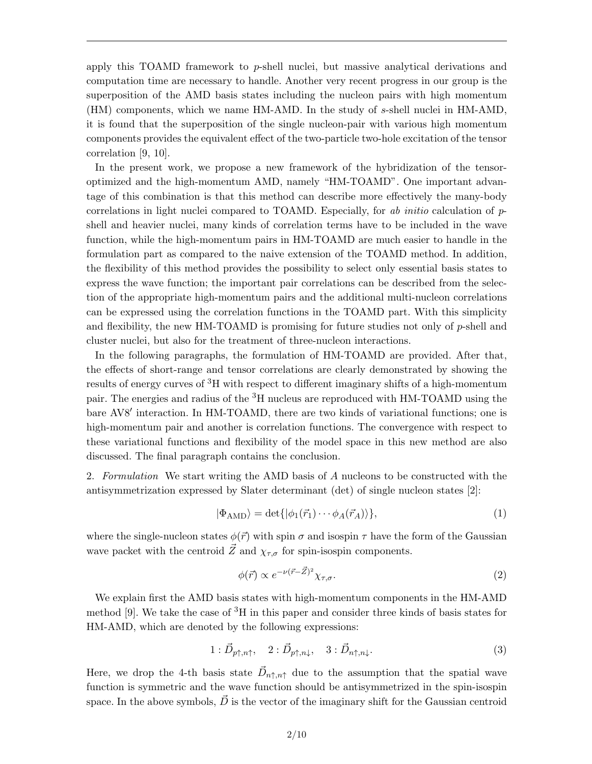apply this TOAMD framework to $p$-shell nuclei, but massive analytical derivations and computation time are necessary to handle. Another very recent progress in our group is the superposition of the AMD basis states including the nucleon pairs with high momentum (HM) components, which we name HM-AMD. In the study of $s$-shell nuclei in HM-AMD, it is found that the superposition of the single nucleon-pair with various high momentum components provides the equivalent effect of the two-particle two-hole excitation of the tensor correlation [9, 10].

In the present work, we propose a new framework of the hybridization of the tensor-optimized and the high-momentum AMD, namely "HM-TOAMD". One important advantage of this combination is that this method can describe more effectively the many-body correlations in light nuclei compared to TOAMD. Especially, for *ab initio* calculation of $p$-shell and heavier nuclei, many kinds of correlation terms have to be included in the wave function, while the high-momentum pairs in HM-TOAMD are much easier to handle in the formulation part as compared to the naive extension of the TOAMD method. In addition, the flexibility of this method provides the possibility to select only essential basis states to express the wave function; the important pair correlations can be described from the selection of the appropriate high-momentum pairs and the additional multi-nucleon correlations can be expressed using the correlation functions in the TOAMD part. With this simplicity and flexibility, the new HM-TOAMD is promising for future studies not only of $p$-shell and cluster nuclei, but also for the treatment of three-nucleon interactions.

In the following paragraphs, the formulation of HM-TOAMD are provided. After that, the effects of short-range and tensor correlations are clearly demonstrated by showing the results of energy curves of $^3$H with respect to different imaginary shifts of a high-momentum pair. The energies and radius of the $^3$H nucleus are reproduced with HM-TOAMD using the bare AV8$'$ interaction. In HM-TOAMD, there are two kinds of variational functions; one is high-momentum pair and another is correlation functions. The convergence with respect to these variational functions and flexibility of the model space in this new method are also discussed. The final paragraph contains the conclusion.

2. *Formulation* We start writing the AMD basis of $A$ nucleons to be constructed with the antisymmetrization expressed by Slater determinant (det) of single nucleon states [2]:

$$|\Phi_{\rm AMD}\rangle = \det\{|\phi_1(\vec{r}_1)\cdots\phi_A(\vec{r}_A)\rangle\}, \tag{1}$$

where the single-nucleon states $\phi(\vec{r})$ with spin $\sigma$ and isospin $\tau$ have the form of the Gaussian wave packet with the centroid $\vec{Z}$ and $\chi_{\tau,\sigma}$ for spin-isospin components.

$$\phi(\vec{r}) \propto e^{-\nu(\vec{r}-\vec{Z})^2}\chi_{\tau,\sigma}. \tag{2}$$

We explain first the AMD basis states with high-momentum components in the HM-AMD method [9]. We take the case of $^3$H in this paper and consider three kinds of basis states for HM-AMD, which are denoted by the following expressions:

$$1:\vec{D}_{p\uparrow,n\uparrow},\quad 2:\vec{D}_{p\uparrow,n\downarrow},\quad 3:\vec{D}_{n\uparrow,n\downarrow}. \tag{3}$$

Here, we drop the 4-th basis state $\vec{D}_{n\uparrow,n\uparrow}$ due to the assumption that the spatial wave function is symmetric and the wave function should be antisymmetrized in the spin-isospin space. In the above symbols, $\vec{D}$ is the vector of the imaginary shift for the Gaussian centroid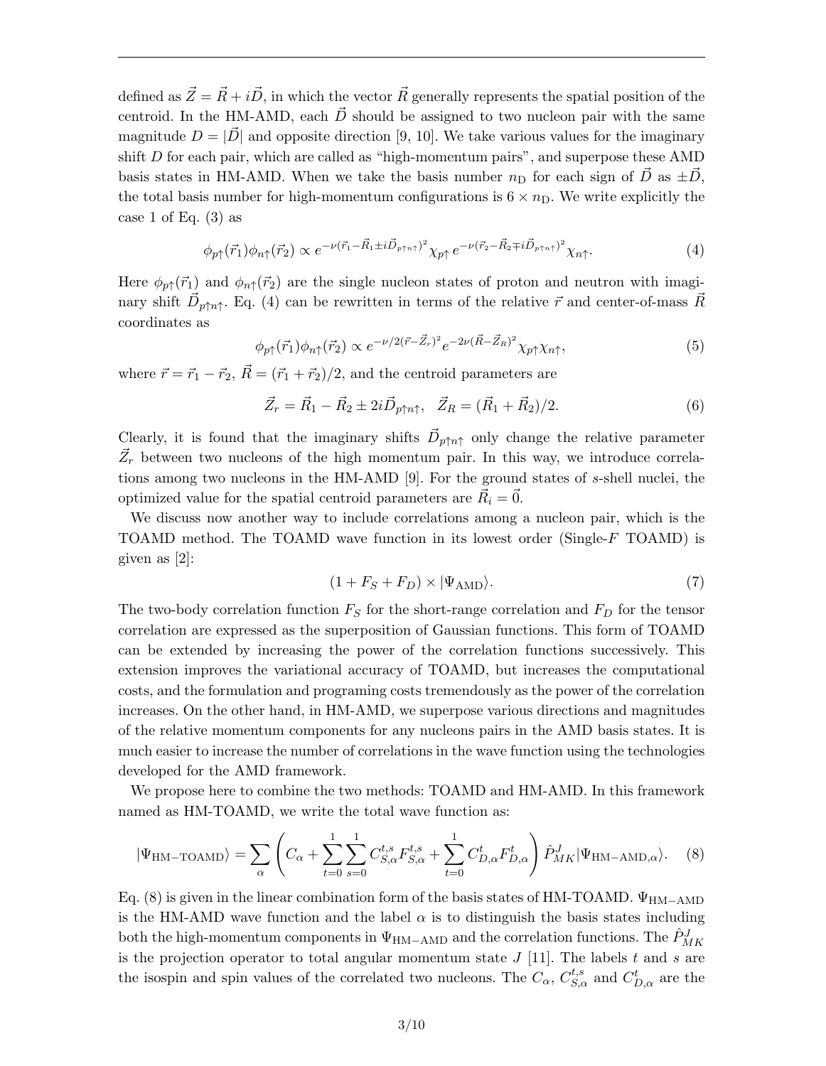defined as $\vec{Z} = \vec{R} + i\vec{D}$, in which the vector $\vec{R}$ generally represents the spatial position of the centroid. In the HM-AMD, each $\vec{D}$ should be assigned to two nucleon pair with the same magnitude $D = |\vec{D}|$ and opposite direction [9, 10]. We take various values for the imaginary shift $D$ for each pair, which are called as "high-momentum pairs", and superpose these AMD basis states in HM-AMD. When we take the basis number $n_{\rm D}$ for each sign of $\vec{D}$ as $\pm\vec{D}$, the total basis number for high-momentum configurations is $6 \times n_{\rm D}$. We write explicitly the case 1 of Eq. (3) as

$$\phi_{p\uparrow}(\vec{r}_1)\phi_{n\uparrow}(\vec{r}_2) \propto e^{-\nu(\vec{r}_1-\vec{R}_1\pm i\vec{D}_{p\uparrow n\uparrow})^2}\chi_{p\uparrow}\, e^{-\nu(\vec{r}_2-\vec{R}_2\mp i\vec{D}_{p\uparrow n\uparrow})^2}\chi_{n\uparrow}. \tag{4}$$

Here $\phi_{p\uparrow}(\vec{r}_1)$ and $\phi_{n\uparrow}(\vec{r}_2)$ are the single nucleon states of proton and neutron with imaginary shift $\vec{D}_{p\uparrow n\uparrow}$. Eq. (4) can be rewritten in terms of the relative $\vec{r}$ and center-of-mass $\vec{R}$ coordinates as

$$\phi_{p\uparrow}(\vec{r}_1)\phi_{n\uparrow}(\vec{r}_2) \propto e^{-\nu/2(\vec{r}-\vec{Z}_r)^2}e^{-2\nu(\vec{R}-\vec{Z}_R)^2}\chi_{p\uparrow}\chi_{n\uparrow}, \tag{5}$$

where $\vec{r} = \vec{r}_1 - \vec{r}_2$, $\vec{R} = (\vec{r}_1 + \vec{r}_2)/2$, and the centroid parameters are

$$\vec{Z}_r = \vec{R}_1 - \vec{R}_2 \pm 2i\vec{D}_{p\uparrow n\uparrow}, \quad \vec{Z}_R = (\vec{R}_1 + \vec{R}_2)/2. \tag{6}$$

Clearly, it is found that the imaginary shifts $\vec{D}_{p\uparrow n\uparrow}$ only change the relative parameter $\vec{Z}_r$ between two nucleons of the high momentum pair. In this way, we introduce correlations among two nucleons in the HM-AMD [9]. For the ground states of $s$-shell nuclei, the optimized value for the spatial centroid parameters are $\vec{R}_i = \vec{0}$.

We discuss now another way to include correlations among a nucleon pair, which is the TOAMD method. The TOAMD wave function in its lowest order (Single-$F$ TOAMD) is given as [2]:

$$(1 + F_S + F_D) \times |\Psi_{\rm AMD}\rangle. \tag{7}$$

The two-body correlation function $F_S$ for the short-range correlation and $F_D$ for the tensor correlation are expressed as the superposition of Gaussian functions. This form of TOAMD can be extended by increasing the power of the correlation functions successively. This extension improves the variational accuracy of TOAMD, but increases the computational costs, and the formulation and programing costs tremendously as the power of the correlation increases. On the other hand, in HM-AMD, we superpose various directions and magnitudes of the relative momentum components for any nucleons pairs in the AMD basis states. It is much easier to increase the number of correlations in the wave function using the technologies developed for the AMD framework.

We propose here to combine the two methods: TOAMD and HM-AMD. In this framework named as HM-TOAMD, we write the total wave function as:

$$|\Psi_{\rm HM-TOAMD}\rangle = \sum_\alpha \left( C_\alpha + \sum_{t=0}^{1}\sum_{s=0}^{1} C^{t,s}_{S,\alpha}F^{t,s}_{S,\alpha} + \sum_{t=0}^{1} C^{t}_{D,\alpha}F^{t}_{D,\alpha} \right) \hat{P}^J_{MK}|\Psi_{\rm HM-AMD,\alpha}\rangle. \tag{8}$$

Eq. (8) is given in the linear combination form of the basis states of HM-TOAMD. $\Psi_{\rm HM-AMD}$ is the HM-AMD wave function and the label $\alpha$ is to distinguish the basis states including both the high-momentum components in $\Psi_{\rm HM-AMD}$ and the correlation functions. The $\hat{P}^J_{MK}$ is the projection operator to total angular momentum state $J$ [11]. The labels $t$ and $s$ are the isospin and spin values of the correlated two nucleons. The $C_\alpha$, $C^{t,s}_{S,\alpha}$ and $C^{t}_{D,\alpha}$ are the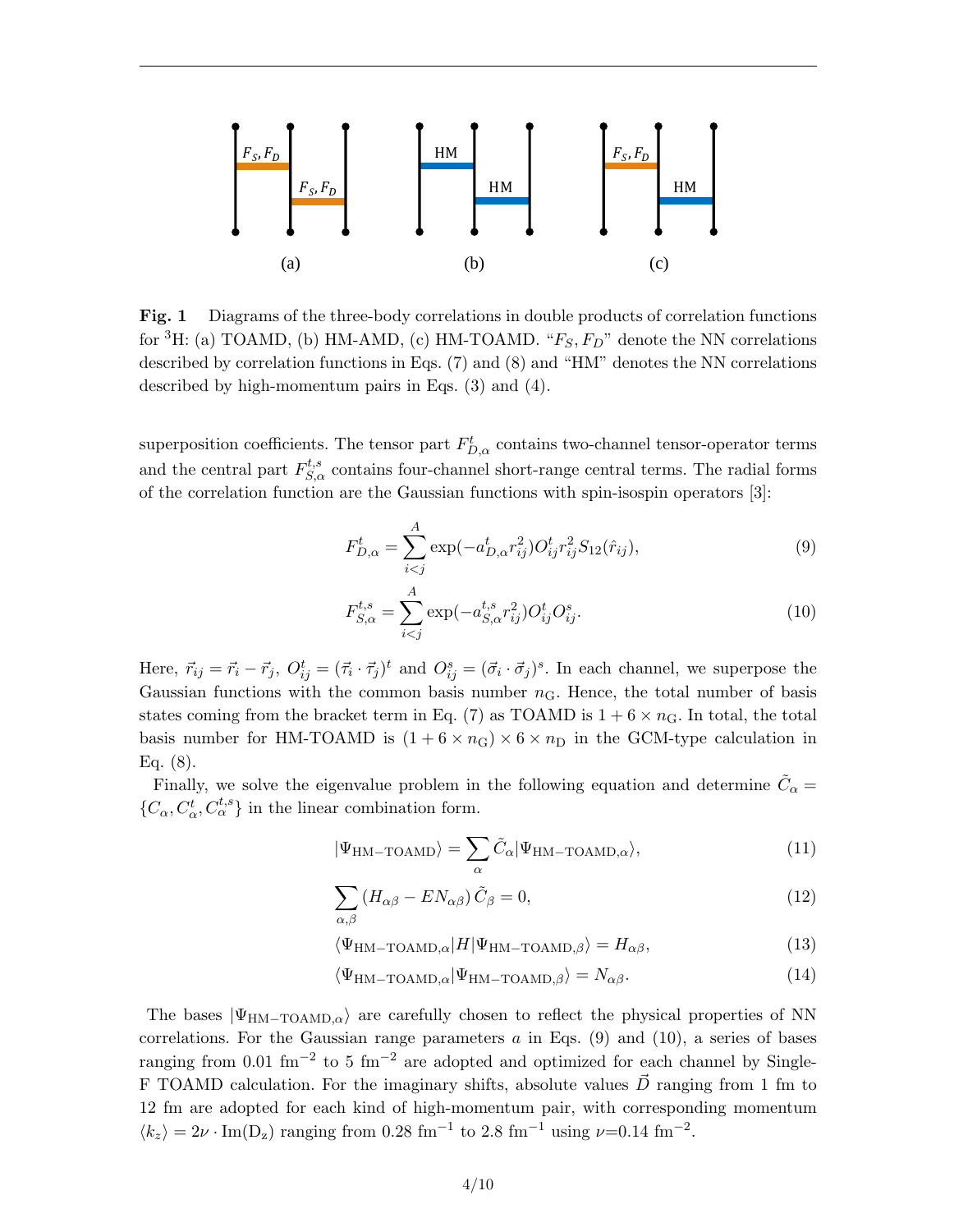**Fig. 1** Diagrams of the three-body correlations in double products of correlation functions for $^3$H: (a) TOAMD, (b) HM-AMD, (c) HM-TOAMD. "$F_S, F_D$" denote the NN correlations described by correlation functions in Eqs. (7) and (8) and "HM" denotes the NN correlations described by high-momentum pairs in Eqs. (3) and (4).

superposition coefficients. The tensor part $F^t_{D,\alpha}$ contains two-channel tensor-operator terms and the central part $F^{t,s}_{S,\alpha}$ contains four-channel short-range central terms. The radial forms of the correlation function are the Gaussian functions with spin-isospin operators [3]:

$$F^t_{D,\alpha} = \sum_{i<j}^{A} \exp(-a^t_{D,\alpha} r^2_{ij}) O^t_{ij} r^2_{ij} S_{12}(\hat{r}_{ij}), \tag{9}$$

$$F^{t,s}_{S,\alpha} = \sum_{i<j}^{A} \exp(-a^{t,s}_{S,\alpha} r^2_{ij}) O^t_{ij} O^s_{ij}. \tag{10}$$

Here, $\vec{r}_{ij} = \vec{r}_i - \vec{r}_j$, $O^t_{ij} = (\vec{\tau}_i \cdot \vec{\tau}_j)^t$ and $O^s_{ij} = (\vec{\sigma}_i \cdot \vec{\sigma}_j)^s$. In each channel, we superpose the Gaussian functions with the common basis number $n_{\rm G}$. Hence, the total number of basis states coming from the bracket term in Eq. (7) as TOAMD is $1 + 6 \times n_{\rm G}$. In total, the total basis number for HM-TOAMD is $(1 + 6 \times n_{\rm G}) \times 6 \times n_{\rm D}$ in the GCM-type calculation in Eq. (8).

Finally, we solve the eigenvalue problem in the following equation and determine $\tilde{C}_\alpha = \{C_\alpha, C^t_\alpha, C^{t,s}_\alpha\}$ in the linear combination form.

$$|\Psi_{\rm HM-TOAMD}\rangle = \sum_\alpha \tilde{C}_\alpha |\Psi_{\rm HM-TOAMD,\alpha}\rangle, \tag{11}$$

$$\sum_{\alpha,\beta} \left(H_{\alpha\beta} - E N_{\alpha\beta}\right) \tilde{C}_\beta = 0, \tag{12}$$

$$\langle \Psi_{\rm HM-TOAMD,\alpha} | H | \Psi_{\rm HM-TOAMD,\beta} \rangle = H_{\alpha\beta}, \tag{13}$$

$$\langle \Psi_{\rm HM-TOAMD,\alpha} | \Psi_{\rm HM-TOAMD,\beta} \rangle = N_{\alpha\beta}. \tag{14}$$

The bases $|\Psi_{\rm HM-TOAMD,\alpha}\rangle$ are carefully chosen to reflect the physical properties of NN correlations. For the Gaussian range parameters $a$ in Eqs. (9) and (10), a series of bases ranging from 0.01 fm$^{-2}$ to 5 fm$^{-2}$ are adopted and optimized for each channel by Single-F TOAMD calculation. For the imaginary shifts, absolute values $\vec{D}$ ranging from 1 fm to 12 fm are adopted for each kind of high-momentum pair, with corresponding momentum $\langle k_z \rangle = 2\nu \cdot {\rm Im}({\rm D_z})$ ranging from 0.28 fm$^{-1}$ to 2.8 fm$^{-1}$ using $\nu$=0.14 fm$^{-2}$.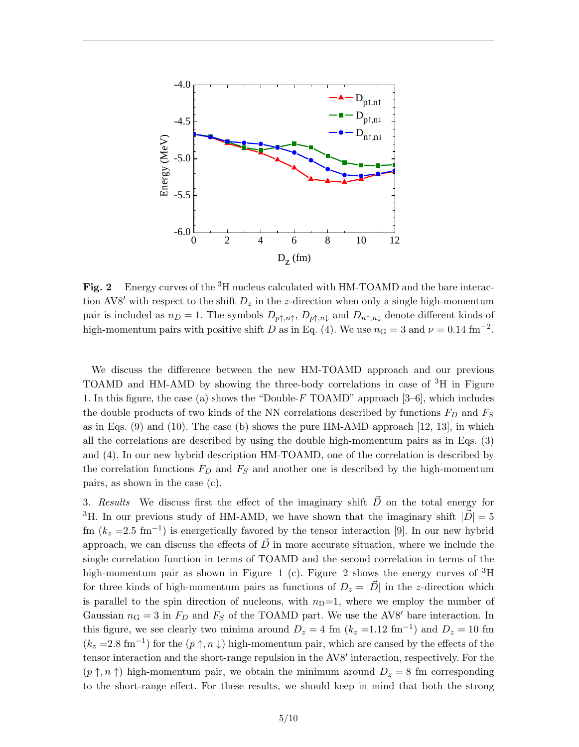**Fig. 2** Energy curves of the $^3$H nucleus calculated with HM-TOAMD and the bare interaction AV8$'$ with respect to the shift $D_z$ in the $z$-direction when only a single high-momentum pair is included as $n_D = 1$. The symbols $D_{p\uparrow,n\uparrow}$, $D_{p\uparrow,n\downarrow}$ and $D_{n\uparrow,n\downarrow}$ denote different kinds of high-momentum pairs with positive shift $D$ as in Eq. (4). We use $n_{\rm G} = 3$ and $\nu = 0.14$ fm$^{-2}$.

We discuss the difference between the new HM-TOAMD approach and our previous TOAMD and HM-AMD by showing the three-body correlations in case of $^3$H in Figure 1. In this figure, the case (a) shows the "Double-$F$ TOAMD" approach [3–6], which includes the double products of two kinds of the NN correlations described by functions $F_D$ and $F_S$ as in Eqs. (9) and (10). The case (b) shows the pure HM-AMD approach [12, 13], in which all the correlations are described by using the double high-momentum pairs as in Eqs. (3) and (4). In our new hybrid description HM-TOAMD, one of the correlation is described by the correlation functions $F_D$ and $F_S$ and another one is described by the high-momentum pairs, as shown in the case (c).

3. *Results* We discuss first the effect of the imaginary shift $\vec{D}$ on the total energy for $^3$H. In our previous study of HM-AMD, we have shown that the imaginary shift $|\vec{D}| = 5$ fm ($k_z$ =2.5 fm$^{-1}$) is energetically favored by the tensor interaction [9]. In our new hybrid approach, we can discuss the effects of $\vec{D}$ in more accurate situation, where we include the single correlation function in terms of TOAMD and the second correlation in terms of the high-momentum pair as shown in Figure 1 (c). Figure 2 shows the energy curves of $^3$H for three kinds of high-momentum pairs as functions of $D_z = |\vec{D}|$ in the $z$-direction which is parallel to the spin direction of nucleons, with $n_{\rm D}$=1, where we employ the number of Gaussian $n_{\rm G} = 3$ in $F_D$ and $F_S$ of the TOAMD part. We use the AV8$'$ bare interaction. In this figure, we see clearly two minima around $D_z = 4$ fm ($k_z$ =1.12 fm$^{-1}$) and $D_z = 10$ fm ($k_z$ =2.8 fm$^{-1}$) for the ($p\uparrow, n\downarrow$) high-momentum pair, which are caused by the effects of the tensor interaction and the short-range repulsion in the AV8$'$ interaction, respectively. For the ($p\uparrow, n\uparrow$) high-momentum pair, we obtain the minimum around $D_z = 8$ fm corresponding to the short-range effect. For these results, we should keep in mind that both the strong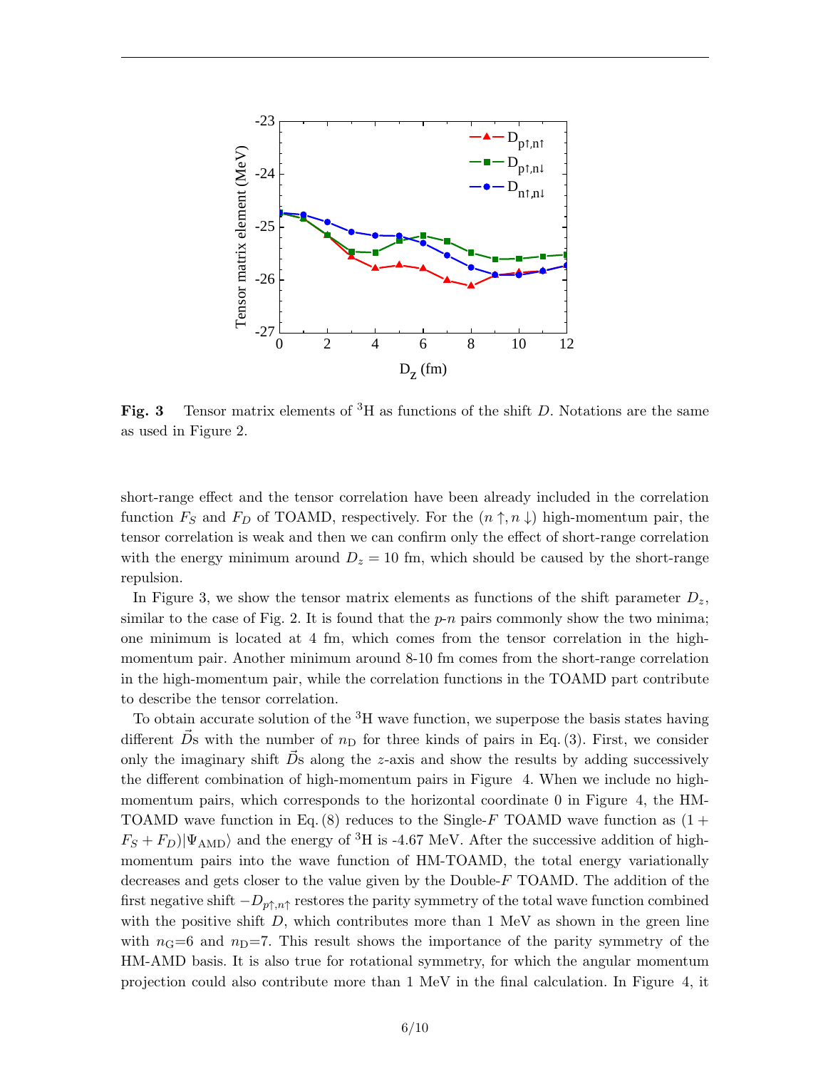Fig. 3 Tensor matrix elements of $^3$H as functions of the shift $D$. Notations are the same as used in Figure 2.

short-range effect and the tensor correlation have been already included in the correlation function $F_S$ and $F_D$ of TOAMD, respectively. For the $(n\uparrow, n\downarrow)$ high-momentum pair, the tensor correlation is weak and then we can confirm only the effect of short-range correlation with the energy minimum around $D_z = 10$ fm, which should be caused by the short-range repulsion.

In Figure 3, we show the tensor matrix elements as functions of the shift parameter $D_z$, similar to the case of Fig. 2. It is found that the $p$-$n$ pairs commonly show the two minima; one minimum is located at 4 fm, which comes from the tensor correlation in the high-momentum pair. Another minimum around 8-10 fm comes from the short-range correlation in the high-momentum pair, while the correlation functions in the TOAMD part contribute to describe the tensor correlation.

To obtain accurate solution of the $^3$H wave function, we superpose the basis states having different $\vec{D}$s with the number of $n_{\rm D}$ for three kinds of pairs in Eq. (3). First, we consider only the imaginary shift $\vec{D}$s along the $z$-axis and show the results by adding successively the different combination of high-momentum pairs in Figure 4. When we include no high-momentum pairs, which corresponds to the horizontal coordinate 0 in Figure 4, the HM-TOAMD wave function in Eq. (8) reduces to the Single-$F$ TOAMD wave function as $(1 + F_S + F_D)|\Psi_{\rm AMD}\rangle$ and the energy of $^3$H is -4.67 MeV. After the successive addition of high-momentum pairs into the wave function of HM-TOAMD, the total energy variationally decreases and gets closer to the value given by the Double-$F$ TOAMD. The addition of the first negative shift $-D_{p\uparrow,n\uparrow}$ restores the parity symmetry of the total wave function combined with the positive shift $D$, which contributes more than 1 MeV as shown in the green line with $n_{\rm G}$=6 and $n_{\rm D}$=7. This result shows the importance of the parity symmetry of the HM-AMD basis. It is also true for rotational symmetry, for which the angular momentum projection could also contribute more than 1 MeV in the final calculation. In Figure 4, it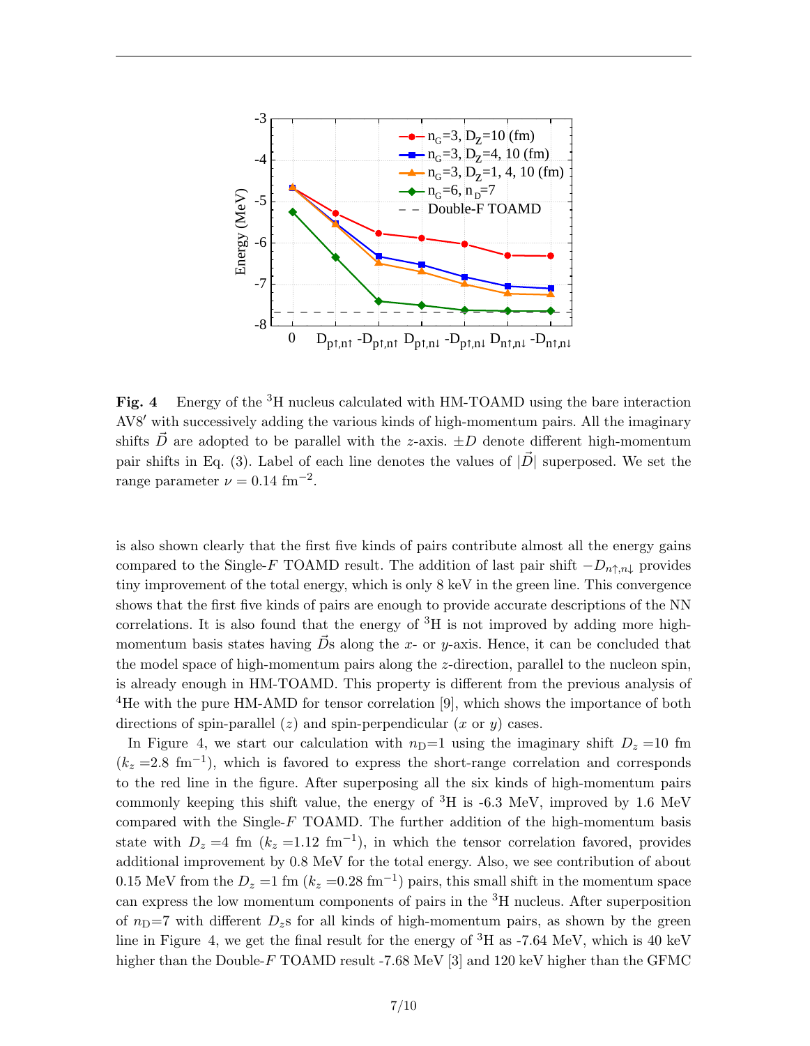**Fig. 4** Energy of the $^3$H nucleus calculated with HM-TOAMD using the bare interaction AV8$'$ with successively adding the various kinds of high-momentum pairs. All the imaginary shifts $\vec{D}$ are adopted to be parallel with the $z$-axis. $\pm D$ denote different high-momentum pair shifts in Eq. (3). Label of each line denotes the values of $|\vec{D}|$ superposed. We set the range parameter $\nu = 0.14$ fm$^{-2}$.

is also shown clearly that the first five kinds of pairs contribute almost all the energy gains compared to the Single-$F$ TOAMD result. The addition of last pair shift $-D_{n\uparrow,n\downarrow}$ provides tiny improvement of the total energy, which is only 8 keV in the green line. This convergence shows that the first five kinds of pairs are enough to provide accurate descriptions of the NN correlations. It is also found that the energy of $^3$H is not improved by adding more high-momentum basis states having $\vec{D}$s along the $x$- or $y$-axis. Hence, it can be concluded that the model space of high-momentum pairs along the $z$-direction, parallel to the nucleon spin, is already enough in HM-TOAMD. This property is different from the previous analysis of $^4$He with the pure HM-AMD for tensor correlation [9], which shows the importance of both directions of spin-parallel ($z$) and spin-perpendicular ($x$ or $y$) cases.

In Figure 4, we start our calculation with $n_{\rm D}$=1 using the imaginary shift $D_z$ =10 fm ($k_z$ =2.8 fm$^{-1}$), which is favored to express the short-range correlation and corresponds to the red line in the figure. After superposing all the six kinds of high-momentum pairs commonly keeping this shift value, the energy of $^3$H is -6.3 MeV, improved by 1.6 MeV compared with the Single-$F$ TOAMD. The further addition of the high-momentum basis state with $D_z$ =4 fm ($k_z$ =1.12 fm$^{-1}$), in which the tensor correlation favored, provides additional improvement by 0.8 MeV for the total energy. Also, we see contribution of about 0.15 MeV from the $D_z$ =1 fm ($k_z$ =0.28 fm$^{-1}$) pairs, this small shift in the momentum space can express the low momentum components of pairs in the $^3$H nucleus. After superposition of $n_{\rm D}$=7 with different $D_z$s for all kinds of high-momentum pairs, as shown by the green line in Figure 4, we get the final result for the energy of $^3$H as -7.64 MeV, which is 40 keV higher than the Double-$F$ TOAMD result -7.68 MeV [3] and 120 keV higher than the GFMC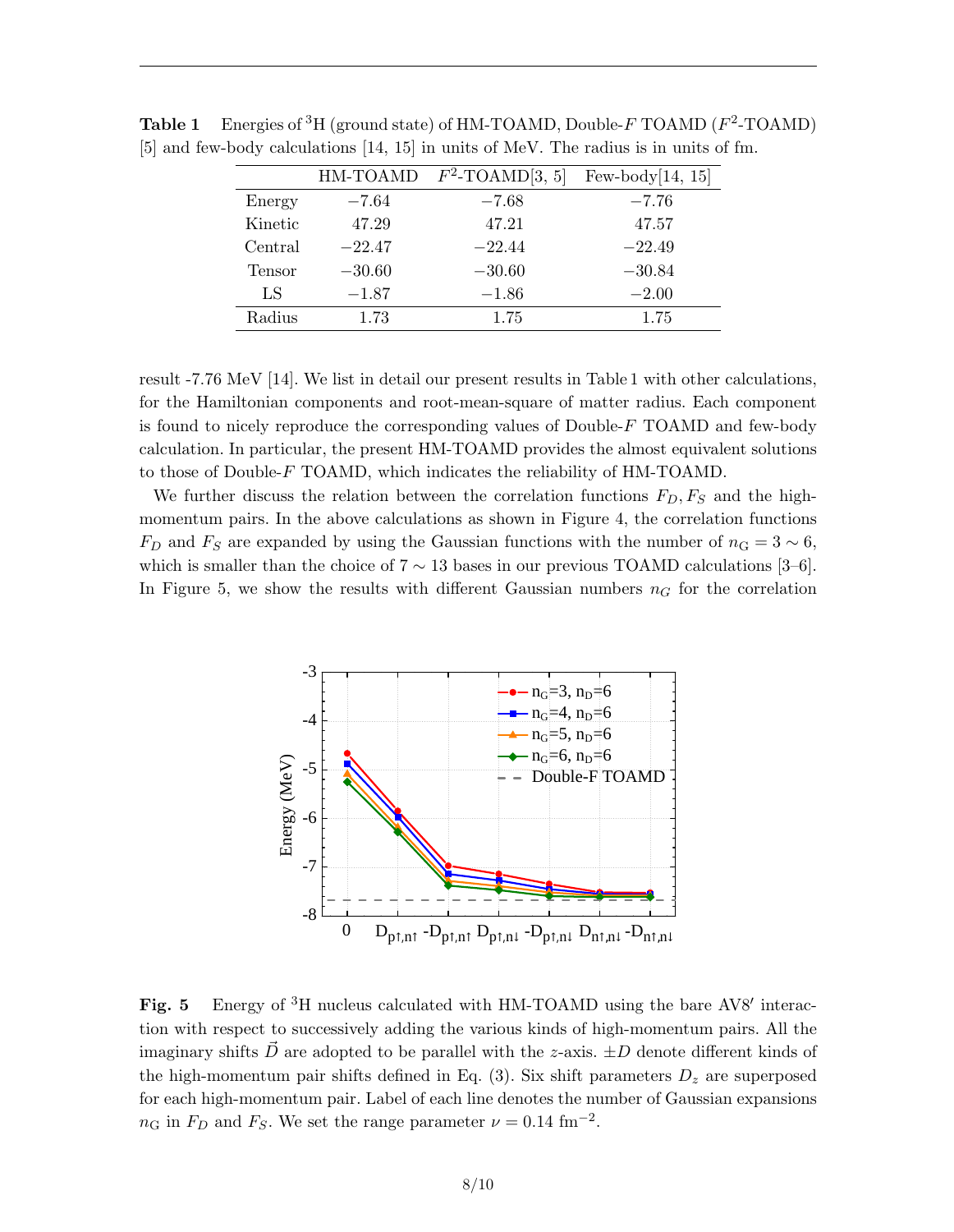**Table 1** Energies of $^3$H (ground state) of HM-TOAMD, Double-$F$ TOAMD ($F^2$-TOAMD) [5] and few-body calculations [14, 15] in units of MeV. The radius is in units of fm.

| | HM-TOAMD | $F^2$-TOAMD[3, 5] | Few-body[14, 15] |
|---|---|---|---|
| Energy | $-7.64$ | $-7.68$ | $-7.76$ |
| Kinetic | 47.29 | 47.21 | 47.57 |
| Central | $-22.47$ | $-22.44$ | $-22.49$ |
| Tensor | $-30.60$ | $-30.60$ | $-30.84$ |
| LS | $-1.87$ | $-1.86$ | $-2.00$ |
| Radius | 1.73 | 1.75 | 1.75 |

result -7.76 MeV [14]. We list in detail our present results in Table 1 with other calculations, for the Hamiltonian components and root-mean-square of matter radius. Each component is found to nicely reproduce the corresponding values of Double-$F$ TOAMD and few-body calculation. In particular, the present HM-TOAMD provides the almost equivalent solutions to those of Double-$F$ TOAMD, which indicates the reliability of HM-TOAMD.

We further discuss the relation between the correlation functions $F_D, F_S$ and the high-momentum pairs. In the above calculations as shown in Figure 4, the correlation functions $F_D$ and $F_S$ are expanded by using the Gaussian functions with the number of $n_{\rm G} = 3 \sim 6$, which is smaller than the choice of $7 \sim 13$ bases in our previous TOAMD calculations [3–6]. In Figure 5, we show the results with different Gaussian numbers $n_G$ for the correlation

**Fig. 5** Energy of $^3$H nucleus calculated with HM-TOAMD using the bare AV8$'$ interaction with respect to successively adding the various kinds of high-momentum pairs. All the imaginary shifts $\vec{D}$ are adopted to be parallel with the $z$-axis. $\pm D$ denote different kinds of the high-momentum pair shifts defined in Eq. (3). Six shift parameters $D_z$ are superposed for each high-momentum pair. Label of each line denotes the number of Gaussian expansions $n_{\rm G}$ in $F_D$ and $F_S$. We set the range parameter $\nu = 0.14$ fm$^{-2}$.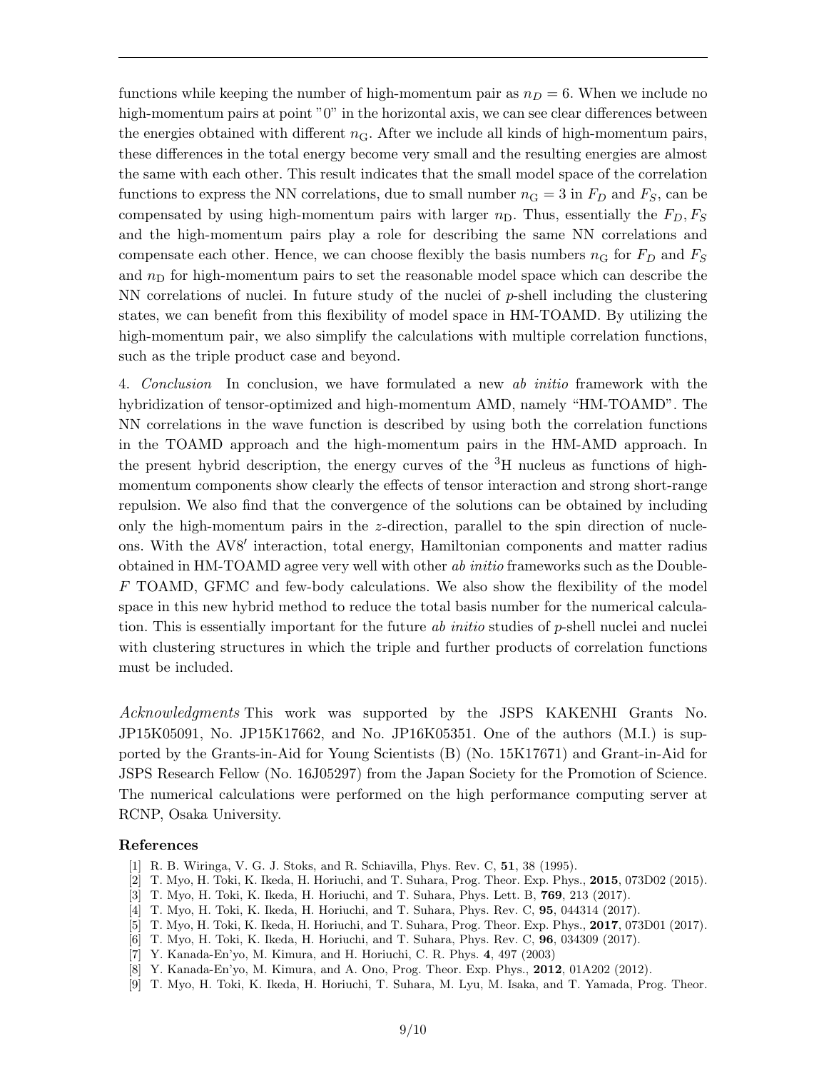functions while keeping the number of high-momentum pair as $n_D = 6$. When we include no high-momentum pairs at point "0" in the horizontal axis, we can see clear differences between the energies obtained with different $n_{\rm G}$. After we include all kinds of high-momentum pairs, these differences in the total energy become very small and the resulting energies are almost the same with each other. This result indicates that the small model space of the correlation functions to express the NN correlations, due to small number $n_{\rm G} = 3$ in $F_D$ and $F_S$, can be compensated by using high-momentum pairs with larger $n_{\rm D}$. Thus, essentially the $F_D, F_S$ and the high-momentum pairs play a role for describing the same NN correlations and compensate each other. Hence, we can choose flexibly the basis numbers $n_{\rm G}$ for $F_D$ and $F_S$ and $n_{\rm D}$ for high-momentum pairs to set the reasonable model space which can describe the NN correlations of nuclei. In future study of the nuclei of *p*-shell including the clustering states, we can benefit from this flexibility of model space in HM-TOAMD. By utilizing the high-momentum pair, we also simplify the calculations with multiple correlation functions, such as the triple product case and beyond.

4. *Conclusion* In conclusion, we have formulated a new *ab initio* framework with the hybridization of tensor-optimized and high-momentum AMD, namely "HM-TOAMD". The NN correlations in the wave function is described by using both the correlation functions in the TOAMD approach and the high-momentum pairs in the HM-AMD approach. In the present hybrid description, the energy curves of the $^3$H nucleus as functions of high-momentum components show clearly the effects of tensor interaction and strong short-range repulsion. We also find that the convergence of the solutions can be obtained by including only the high-momentum pairs in the $z$-direction, parallel to the spin direction of nucleons. With the AV8$'$ interaction, total energy, Hamiltonian components and matter radius obtained in HM-TOAMD agree very well with other *ab initio* frameworks such as the Double-$F$ TOAMD, GFMC and few-body calculations. We also show the flexibility of the model space in this new hybrid method to reduce the total basis number for the numerical calculation. This is essentially important for the future *ab initio* studies of *p*-shell nuclei and nuclei with clustering structures in which the triple and further products of correlation functions must be included.

*Acknowledgments* This work was supported by the JSPS KAKENHI Grants No. JP15K05091, No. JP15K17662, and No. JP16K05351. One of the authors (M.I.) is supported by the Grants-in-Aid for Young Scientists (B) (No. 15K17671) and Grant-in-Aid for JSPS Research Fellow (No. 16J05297) from the Japan Society for the Promotion of Science. The numerical calculations were performed on the high performance computing server at RCNP, Osaka University.

## References

[1] R. B. Wiringa, V. G. J. Stoks, and R. Schiavilla, Phys. Rev. C, **51**, 38 (1995).
[2] T. Myo, H. Toki, K. Ikeda, H. Horiuchi, and T. Suhara, Prog. Theor. Exp. Phys., **2015**, 073D02 (2015).
[3] T. Myo, H. Toki, K. Ikeda, H. Horiuchi, and T. Suhara, Phys. Lett. B, **769**, 213 (2017).
[4] T. Myo, H. Toki, K. Ikeda, H. Horiuchi, and T. Suhara, Phys. Rev. C, **95**, 044314 (2017).
[5] T. Myo, H. Toki, K. Ikeda, H. Horiuchi, and T. Suhara, Prog. Theor. Exp. Phys., **2017**, 073D01 (2017).
[6] T. Myo, H. Toki, K. Ikeda, H. Horiuchi, and T. Suhara, Phys. Rev. C, **96**, 034309 (2017).
[7] Y. Kanada-En'yo, M. Kimura, and H. Horiuchi, C. R. Phys. **4**, 497 (2003)
[8] Y. Kanada-En'yo, M. Kimura, and A. Ono, Prog. Theor. Exp. Phys., **2012**, 01A202 (2012).
[9] T. Myo, H. Toki, K. Ikeda, H. Horiuchi, T. Suhara, M. Lyu, M. Isaka, and T. Yamada, Prog. Theor.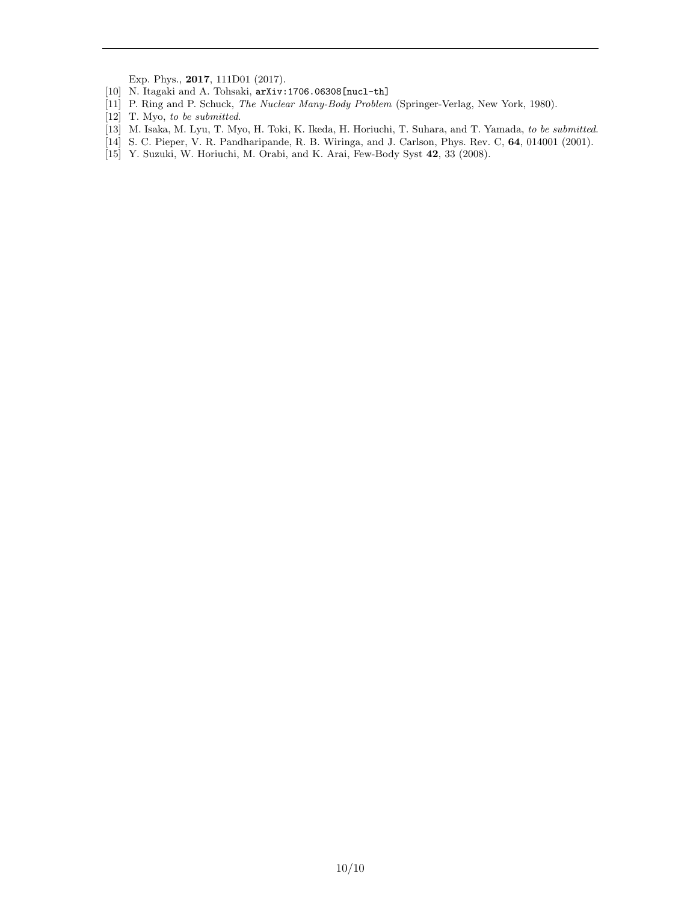Exp. Phys., **2017**, 111D01 (2017).

[10] N. Itagaki and A. Tohsaki, `arXiv:1706.06308[nucl-th]`

[11] P. Ring and P. Schuck, *The Nuclear Many-Body Problem* (Springer-Verlag, New York, 1980).

[12] T. Myo, *to be submitted*.

[13] M. Isaka, M. Lyu, T. Myo, H. Toki, K. Ikeda, H. Horiuchi, T. Suhara, and T. Yamada, *to be submitted*.

[14] S. C. Pieper, V. R. Pandharipande, R. B. Wiringa, and J. Carlson, Phys. Rev. C, **64**, 014001 (2001).

[15] Y. Suzuki, W. Horiuchi, M. Orabi, and K. Arai, Few-Body Syst **42**, 33 (2008).